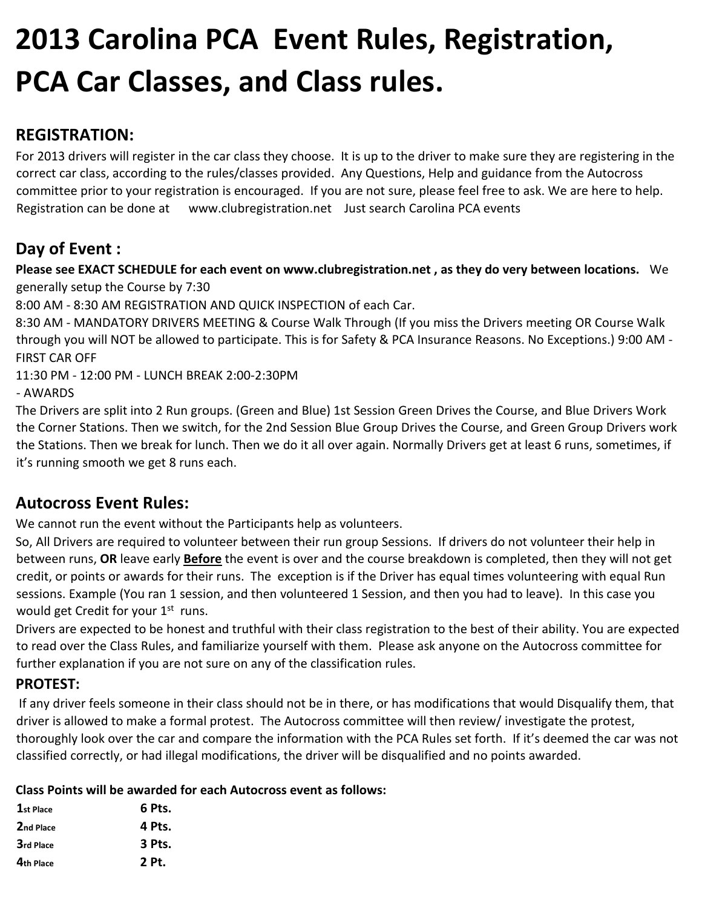# 2013 Carolina PCA Event Rules, Registration, PCA Car Classes, and Class rules.

## REGISTRATION:

For 2013 drivers will register in the car class they choose. It is up to the driver to make sure they are registering in the correct car class, according to the rules/classes provided. Any Questions, Help and guidance from the Autocross committee prior to your registration is encouraged. If you are not sure, please feel free to ask. We are here to help. Registration can be done at www.clubregistration.net Just search Carolina PCA events

## Day of Event :

**Please see EXACT SCHEDULE for each event on www.clubregistration.net , as they do very between locations.** We generally setup the Course by 7:30

8:00 AM - 8:30 AM REGISTRATION AND QUICK INSPECTION of each Car.

8:30 AM - MANDATORY DRIVERS MEETING & Course Walk Through (If you miss the Drivers meeting OR Course Walk through you will NOT be allowed to participate. This is for Safety & PCA Insurance Reasons. No Exceptions.) 9:00 AM - FIRST CAR OFF

11:30 PM - 12:00 PM - LUNCH BREAK 2:00-2:30PM

- AWARDS

The Drivers are split into 2 Run groups. (Green and Blue) 1st Session Green Drives the Course, and Blue Drivers Work the Corner Stations. Then we switch, for the 2nd Session Blue Group Drives the Course, and Green Group Drivers work the Stations. Then we break for lunch. Then we do it all over again. Normally Drivers get at least 6 runs, sometimes, if it's running smooth we get 8 runs each.

## Autocross Event Rules:

We cannot run the event without the Participants help as volunteers.

So, All Drivers are required to volunteer between their run group Sessions. If drivers do not volunteer their help in between runs, **OR** leave early **<u>Before</u>** the event is over and the course breakdown is completed, then they will not get credit, or points or awards for their runs. The exception is if the Driver has equal times volunteering with equal Run sessions. Example (You ran 1 session, and then volunteered 1 Session, and then you had to leave). In this case you would get Credit for your 1st runs.

Drivers are expected to be honest and truthful with their class registration to the best of their ability. You are expected to read over the Class Rules, and familiarize yourself with them. Please ask anyone on the Autocross committee for further explanation if you are not sure on any of the classification rules.

### PROTEST:

If any driver feels someone in their class should not be in there, or has modifications that would Disqualify them, that driver is allowed to make a formal protest. The Autocross committee will then review/ investigate the protest, thoroughly look over the car and compare the information with the PCA Rules set forth. If it's deemed the car was not classified correctly, or had illegal modifications, the driver will be disqualified and no points awarded.

**Class Points will be awarded for each Autocross event as follows:**

| | |
|---|---|
| **1st Place** | **6 Pts.** |
| **2nd Place** | **4 Pts.** |
| **3rd Place** | **3 Pts.** |
| **4th Place** | **2 Pt.** |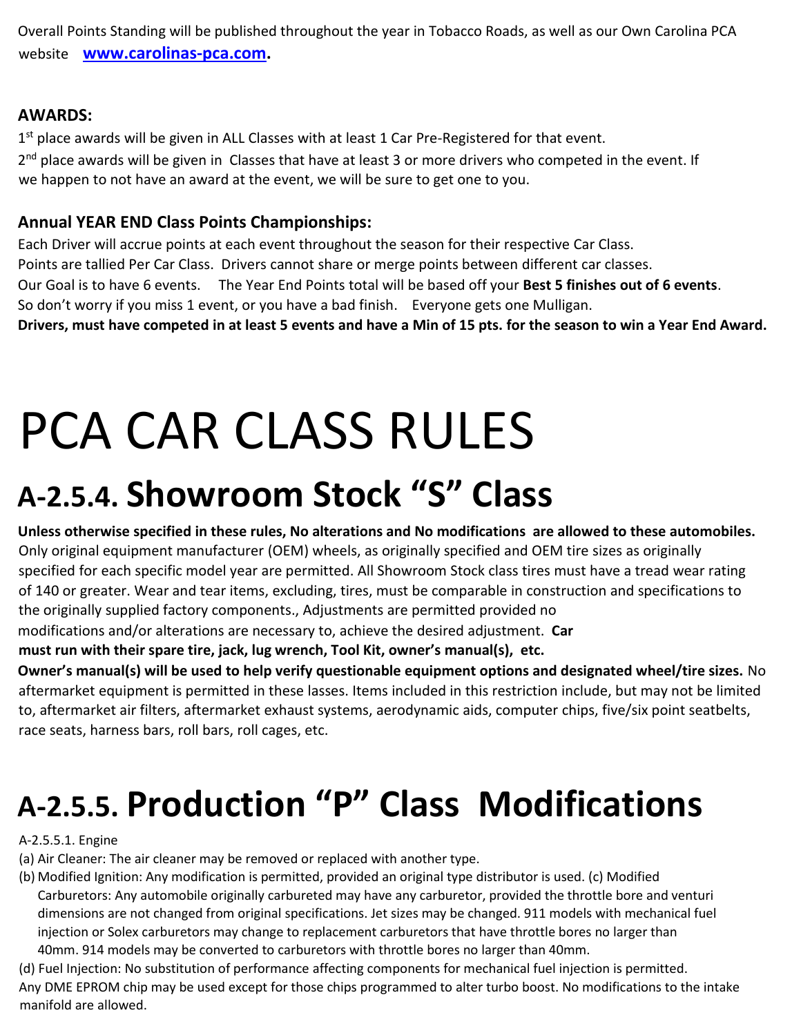Overall Points Standing will be published throughout the year in Tobacco Roads, as well as our Own Carolina PCA website **www.carolinas-pca.com.**

**AWARDS:**

1st place awards will be given in ALL Classes with at least 1 Car Pre-Registered for that event.
2nd place awards will be given in Classes that have at least 3 or more drivers who competed in the event. If we happen to not have an award at the event, we will be sure to get one to you.

**Annual YEAR END Class Points Championships:**

Each Driver will accrue points at each event throughout the season for their respective Car Class.
Points are tallied Per Car Class. Drivers cannot share or merge points between different car classes.
Our Goal is to have 6 events. The Year End Points total will be based off your **Best 5 finishes out of 6 events**.
So don't worry if you miss 1 event, or you have a bad finish. Everyone gets one Mulligan.
**Drivers, must have competed in at least 5 events and have a Min of 15 pts. for the season to win a Year End Award.**

# PCA CAR CLASS RULES

## A-2.5.4. Showroom Stock "S" Class

**Unless otherwise specified in these rules, No alterations and No modifications are allowed to these automobiles.** Only original equipment manufacturer (OEM) wheels, as originally specified and OEM tire sizes as originally specified for each specific model year are permitted. All Showroom Stock class tires must have a tread wear rating of 140 or greater. Wear and tear items, excluding, tires, must be comparable in construction and specifications to the originally supplied factory components., Adjustments are permitted provided no modifications and/or alterations are necessary to, achieve the desired adjustment. **Car must run with their spare tire, jack, lug wrench, Tool Kit, owner's manual(s), etc.**
**Owner's manual(s) will be used to help verify questionable equipment options and designated wheel/tire sizes.** No aftermarket equipment is permitted in these lasses. Items included in this restriction include, but may not be limited to, aftermarket air filters, aftermarket exhaust systems, aerodynamic aids, computer chips, five/six point seatbelts, race seats, harness bars, roll bars, roll cages, etc.

## A-2.5.5. Production "P" Class Modifications

A-2.5.5.1. Engine

(a) Air Cleaner: The air cleaner may be removed or replaced with another type.
(b) Modified Ignition: Any modification is permitted, provided an original type distributor is used. (c) Modified Carburetors: Any automobile originally carbureted may have any carburetor, provided the throttle bore and venturi dimensions are not changed from original specifications. Jet sizes may be changed. 911 models with mechanical fuel injection or Solex carburetors may change to replacement carburetors that have throttle bores no larger than 40mm. 914 models may be converted to carburetors with throttle bores no larger than 40mm.
(d) Fuel Injection: No substitution of performance affecting components for mechanical fuel injection is permitted. Any DME EPROM chip may be used except for those chips programmed to alter turbo boost. No modifications to the intake manifold are allowed.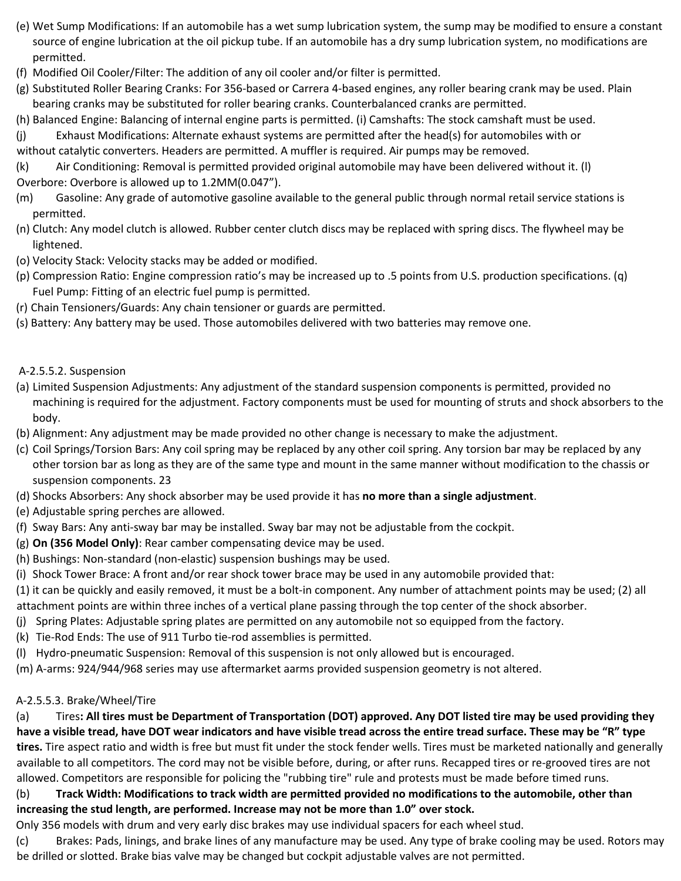(e) Wet Sump Modifications: If an automobile has a wet sump lubrication system, the sump may be modified to ensure a constant source of engine lubrication at the oil pickup tube. If an automobile has a dry sump lubrication system, no modifications are permitted.

(f) Modified Oil Cooler/Filter: The addition of any oil cooler and/or filter is permitted.

(g) Substituted Roller Bearing Cranks: For 356-based or Carrera 4-based engines, any roller bearing crank may be used. Plain bearing cranks may be substituted for roller bearing cranks. Counterbalanced cranks are permitted.

(h) Balanced Engine: Balancing of internal engine parts is permitted. (i) Camshafts: The stock camshaft must be used.

(j) Exhaust Modifications: Alternate exhaust systems are permitted after the head(s) for automobiles with or without catalytic converters. Headers are permitted. A muffler is required. Air pumps may be removed.

(k) Air Conditioning: Removal is permitted provided original automobile may have been delivered without it. (l) Overbore: Overbore is allowed up to 1.2MM(0.047”).

(m) Gasoline: Any grade of automotive gasoline available to the general public through normal retail service stations is permitted.

(n) Clutch: Any model clutch is allowed. Rubber center clutch discs may be replaced with spring discs. The flywheel may be lightened.

(o) Velocity Stack: Velocity stacks may be added or modified.

(p) Compression Ratio: Engine compression ratio’s may be increased up to .5 points from U.S. production specifications. (q) Fuel Pump: Fitting of an electric fuel pump is permitted.

(r) Chain Tensioners/Guards: Any chain tensioner or guards are permitted.

(s) Battery: Any battery may be used. Those automobiles delivered with two batteries may remove one.

A-2.5.5.2. Suspension

(a) Limited Suspension Adjustments: Any adjustment of the standard suspension components is permitted, provided no machining is required for the adjustment. Factory components must be used for mounting of struts and shock absorbers to the body.

(b) Alignment: Any adjustment may be made provided no other change is necessary to make the adjustment.

(c) Coil Springs/Torsion Bars: Any coil spring may be replaced by any other coil spring. Any torsion bar may be replaced by any other torsion bar as long as they are of the same type and mount in the same manner without modification to the chassis or suspension components. 23

(d) Shocks Absorbers: Any shock absorber may be used provide it has **no more than a single adjustment**.

(e) Adjustable spring perches are allowed.

(f) Sway Bars: Any anti-sway bar may be installed. Sway bar may not be adjustable from the cockpit.

(g) **On (356 Model Only)**: Rear camber compensating device may be used.

(h) Bushings: Non-standard (non-elastic) suspension bushings may be used.

(i) Shock Tower Brace: A front and/or rear shock tower brace may be used in any automobile provided that:

(1) it can be quickly and easily removed, it must be a bolt-in component. Any number of attachment points may be used; (2) all attachment points are within three inches of a vertical plane passing through the top center of the shock absorber.

(j) Spring Plates: Adjustable spring plates are permitted on any automobile not so equipped from the factory.

(k) Tie-Rod Ends: The use of 911 Turbo tie-rod assemblies is permitted.

(l) Hydro-pneumatic Suspension: Removal of this suspension is not only allowed but is encouraged.

(m) A-arms: 924/944/968 series may use aftermarket aarms provided suspension geometry is not altered.

A-2.5.5.3. Brake/Wheel/Tire

(a) Tires**: All tires must be Department of Transportation (DOT) approved. Any DOT listed tire may be used providing they have a visible tread, have DOT wear indicators and have visible tread across the entire tread surface. These may be “R” type tires.** Tire aspect ratio and width is free but must fit under the stock fender wells. Tires must be marketed nationally and generally available to all competitors. The cord may not be visible before, during, or after runs. Recapped tires or re-grooved tires are not allowed. Competitors are responsible for policing the "rubbing tire" rule and protests must be made before timed runs.

(b) **Track Width: Modifications to track width are permitted provided no modifications to the automobile, other than increasing the stud length, are performed. Increase may not be more than 1.0” over stock.**

Only 356 models with drum and very early disc brakes may use individual spacers for each wheel stud.

(c) Brakes: Pads, linings, and brake lines of any manufacture may be used. Any type of brake cooling may be used. Rotors may be drilled or slotted. Brake bias valve may be changed but cockpit adjustable valves are not permitted.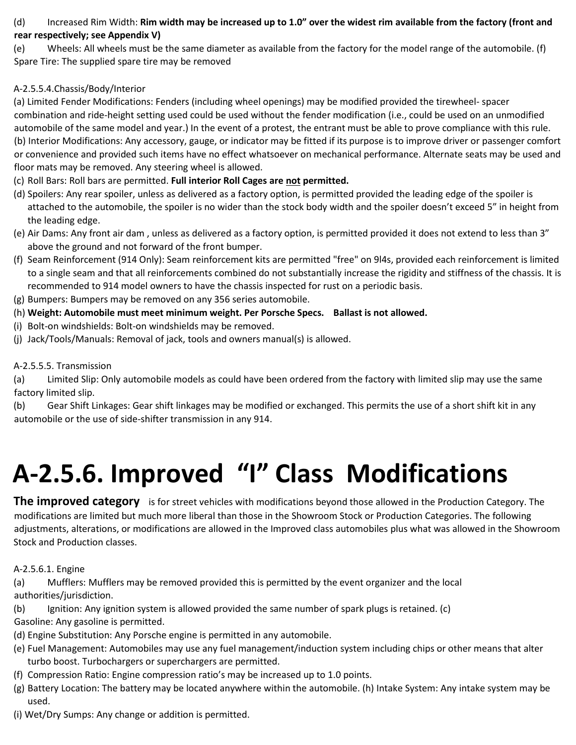(d) Increased Rim Width: **Rim width may be increased up to 1.0" over the widest rim available from the factory (front and rear respectively; see Appendix V)**

(e) Wheels: All wheels must be the same diameter as available from the factory for the model range of the automobile. (f) Spare Tire: The supplied spare tire may be removed

A-2.5.5.4.Chassis/Body/Interior

(a) Limited Fender Modifications: Fenders (including wheel openings) may be modified provided the tirewheel- spacer combination and ride-height setting used could be used without the fender modification (i.e., could be used on an unmodified automobile of the same model and year.) In the event of a protest, the entrant must be able to prove compliance with this rule.

(b) Interior Modifications: Any accessory, gauge, or indicator may be fitted if its purpose is to improve driver or passenger comfort or convenience and provided such items have no effect whatsoever on mechanical performance. Alternate seats may be used and floor mats may be removed. Any steering wheel is allowed.

(c) Roll Bars: Roll bars are permitted. **Full interior Roll Cages are <u>not</u> permitted.**

(d) Spoilers: Any rear spoiler, unless as delivered as a factory option, is permitted provided the leading edge of the spoiler is attached to the automobile, the spoiler is no wider than the stock body width and the spoiler doesn't exceed 5" in height from the leading edge.

(e) Air Dams: Any front air dam , unless as delivered as a factory option, is permitted provided it does not extend to less than 3" above the ground and not forward of the front bumper.

(f) Seam Reinforcement (914 Only): Seam reinforcement kits are permitted "free" on 9l4s, provided each reinforcement is limited to a single seam and that all reinforcements combined do not substantially increase the rigidity and stiffness of the chassis. It is recommended to 914 model owners to have the chassis inspected for rust on a periodic basis.

(g) Bumpers: Bumpers may be removed on any 356 series automobile.

(h) **Weight: Automobile must meet minimum weight. Per Porsche Specs. Ballast is not allowed.**

(i) Bolt-on windshields: Bolt-on windshields may be removed.

(j) Jack/Tools/Manuals: Removal of jack, tools and owners manual(s) is allowed.

A-2.5.5.5. Transmission

(a) Limited Slip: Only automobile models as could have been ordered from the factory with limited slip may use the same factory limited slip.

(b) Gear Shift Linkages: Gear shift linkages may be modified or exchanged. This permits the use of a short shift kit in any automobile or the use of side-shifter transmission in any 914.

# A-2.5.6. Improved "I" Class Modifications

**The improved category** is for street vehicles with modifications beyond those allowed in the Production Category. The modifications are limited but much more liberal than those in the Showroom Stock or Production Categories. The following adjustments, alterations, or modifications are allowed in the Improved class automobiles plus what was allowed in the Showroom Stock and Production classes.

A-2.5.6.1. Engine

(a) Mufflers: Mufflers may be removed provided this is permitted by the event organizer and the local authorities/jurisdiction.

(b) Ignition: Any ignition system is allowed provided the same number of spark plugs is retained. (c) Gasoline: Any gasoline is permitted.

(d) Engine Substitution: Any Porsche engine is permitted in any automobile.

(e) Fuel Management: Automobiles may use any fuel management/induction system including chips or other means that alter turbo boost. Turbochargers or superchargers are permitted.

(f) Compression Ratio: Engine compression ratio's may be increased up to 1.0 points.

(g) Battery Location: The battery may be located anywhere within the automobile. (h) Intake System: Any intake system may be used.

(i) Wet/Dry Sumps: Any change or addition is permitted.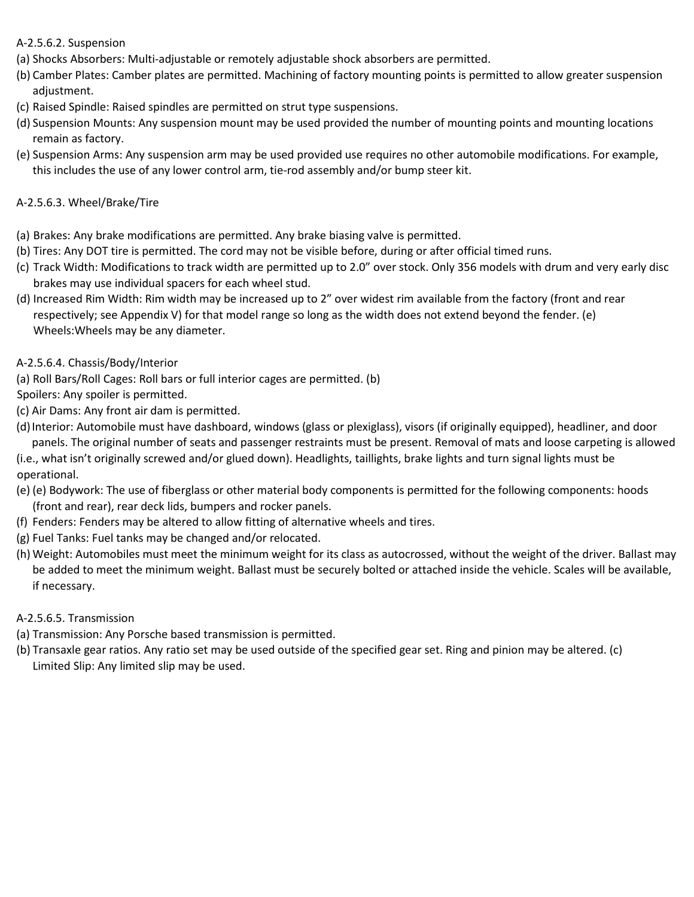A-2.5.6.2. Suspension

(a) Shocks Absorbers: Multi-adjustable or remotely adjustable shock absorbers are permitted.
(b) Camber Plates: Camber plates are permitted. Machining of factory mounting points is permitted to allow greater suspension adjustment.
(c) Raised Spindle: Raised spindles are permitted on strut type suspensions.
(d) Suspension Mounts: Any suspension mount may be used provided the number of mounting points and mounting locations remain as factory.
(e) Suspension Arms: Any suspension arm may be used provided use requires no other automobile modifications. For example, this includes the use of any lower control arm, tie-rod assembly and/or bump steer kit.

A-2.5.6.3. Wheel/Brake/Tire

(a) Brakes: Any brake modifications are permitted. Any brake biasing valve is permitted.
(b) Tires: Any DOT tire is permitted. The cord may not be visible before, during or after official timed runs.
(c) Track Width: Modifications to track width are permitted up to 2.0" over stock. Only 356 models with drum and very early disc brakes may use individual spacers for each wheel stud.
(d) Increased Rim Width: Rim width may be increased up to 2" over widest rim available from the factory (front and rear respectively; see Appendix V) for that model range so long as the width does not extend beyond the fender. (e) Wheels:Wheels may be any diameter.

A-2.5.6.4. Chassis/Body/Interior

(a) Roll Bars/Roll Cages: Roll bars or full interior cages are permitted. (b) Spoilers: Any spoiler is permitted.
(c) Air Dams: Any front air dam is permitted.
(d) Interior: Automobile must have dashboard, windows (glass or plexiglass), visors (if originally equipped), headliner, and door panels. The original number of seats and passenger restraints must be present. Removal of mats and loose carpeting is allowed (i.e., what isn't originally screwed and/or glued down). Headlights, taillights, brake lights and turn signal lights must be operational.
(e) (e) Bodywork: The use of fiberglass or other material body components is permitted for the following components: hoods (front and rear), rear deck lids, bumpers and rocker panels.
(f) Fenders: Fenders may be altered to allow fitting of alternative wheels and tires.
(g) Fuel Tanks: Fuel tanks may be changed and/or relocated.
(h) Weight: Automobiles must meet the minimum weight for its class as autocrossed, without the weight of the driver. Ballast may be added to meet the minimum weight. Ballast must be securely bolted or attached inside the vehicle. Scales will be available, if necessary.

A-2.5.6.5. Transmission

(a) Transmission: Any Porsche based transmission is permitted.
(b) Transaxle gear ratios. Any ratio set may be used outside of the specified gear set. Ring and pinion may be altered. (c) Limited Slip: Any limited slip may be used.